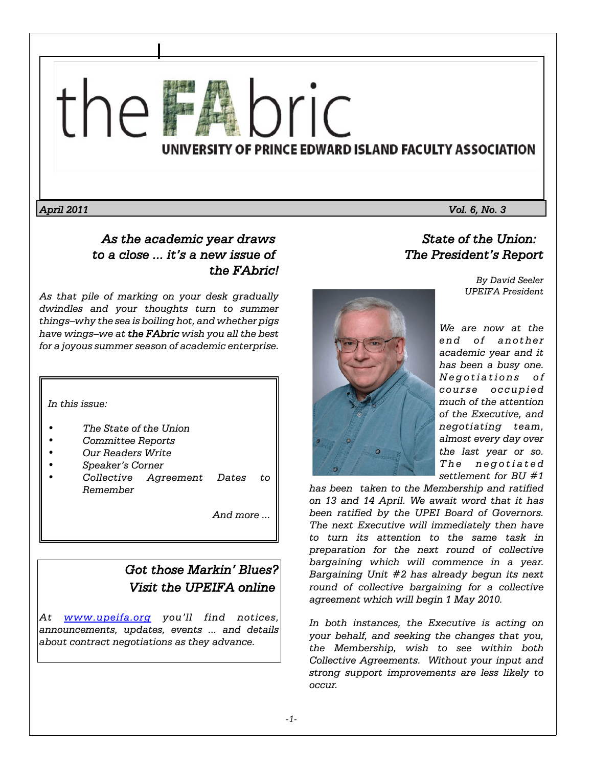# the FAbric

## UNIVERSITY OF PRINCE EDWARD ISLAND FACULTY ASSOCIATION

*April 2011* *Vol. 6, No. 3*

## *As the academic year draws to a close ... it's a new issue of the FAbric!*

*As that pile of marking on your desk gradually dwindles and your thoughts turn to summer things–why the sea is boiling hot, and whether pigs have wings–we at* ***the FAbric*** *wish you all the best for a joyous summer season of academic enterprise.*

*In this issue:*

- *The State of the Union*
- *Committee Reports*
- *Our Readers Write*
- *Speaker's Corner*
- *Collective Agreement Dates to Remember*

*And more ...*

### *Got those Markin' Blues? Visit the UPEIFA online*

*At [www.upeifa.org](http://www.upeifa.org) you'll find notices, announcements, updates, events ... and details about contract negotiations as they advance.*

## *State of the Union: The President's Report*

*By David Seeler*
*UPEIFA President*

*We are now at the end of another academic year and it has been a busy one. Negotiations of course occupied much of the attention of the Executive, and negotiating team, almost every day over the last year or so. The negotiated settlement for BU #1 has been taken to the Membership and ratified on 13 and 14 April. We await word that it has been ratified by the UPEI Board of Governors. The next Executive will immediately then have to turn its attention to the same task in preparation for the next round of collective bargaining which will commence in a year. Bargaining Unit #2 has already begun its next round of collective bargaining for a collective agreement which will begin 1 May 2010.*

*In both instances, the Executive is acting on your behalf, and seeking the changes that you, the Membership, wish to see within both Collective Agreements. Without your input and strong support improvements are less likely to occur.*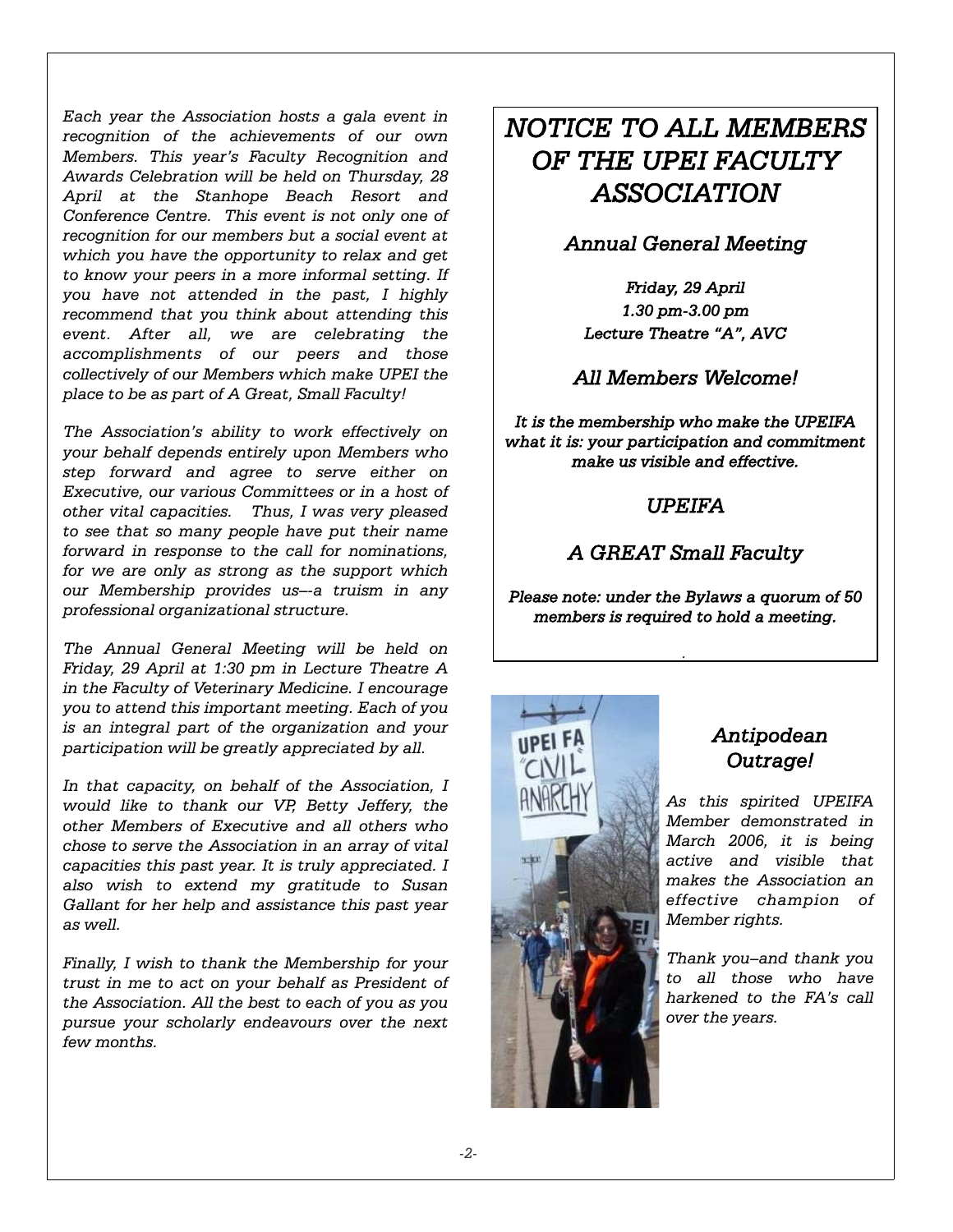*Each year the Association hosts a gala event in recognition of the achievements of our own Members. This year's Faculty Recognition and Awards Celebration will be held on Thursday, 28 April at the Stanhope Beach Resort and Conference Centre. This event is not only one of recognition for our members but a social event at which you have the opportunity to relax and get to know your peers in a more informal setting. If you have not attended in the past, I highly recommend that you think about attending this event. After all, we are celebrating the accomplishments of our peers and those collectively of our Members which make UPEI the place to be as part of A Great, Small Faculty!*

*The Association's ability to work effectively on your behalf depends entirely upon Members who step forward and agree to serve either on Executive, our various Committees or in a host of other vital capacities. Thus, I was very pleased to see that so many people have put their name forward in response to the call for nominations, for we are only as strong as the support which our Membership provides us--a truism in any professional organizational structure.*

*The Annual General Meeting will be held on Friday, 29 April at 1:30 pm in Lecture Theatre A in the Faculty of Veterinary Medicine. I encourage you to attend this important meeting. Each of you is an integral part of the organization and your participation will be greatly appreciated by all.*

*In that capacity, on behalf of the Association, I would like to thank our VP, Betty Jeffery, the other Members of Executive and all others who chose to serve the Association in an array of vital capacities this past year. It is truly appreciated. I also wish to extend my gratitude to Susan Gallant for her help and assistance this past year as well.*

*Finally, I wish to thank the Membership for your trust in me to act on your behalf as President of the Association. All the best to each of you as you pursue your scholarly endeavours over the next few months.*

# *NOTICE TO ALL MEMBERS OF THE UPEI FACULTY ASSOCIATION*

## *Annual General Meeting*

*Friday, 29 April*
*1.30 pm-3.00 pm*
*Lecture Theatre "A", AVC*

## *All Members Welcome!*

***It is the membership who make the UPEIFA what it is: your participation and commitment make us visible and effective.***

## *UPEIFA*

## *A GREAT Small Faculty*

***Please note: under the Bylaws a quorum of 50 members is required to hold a meeting.***

## *Antipodean Outrage!*

*As this spirited UPEIFA Member demonstrated in March 2006, it is being active and visible that makes the Association an effective champion of Member rights.*

*Thank you–and thank you to all those who have harkened to the FA's call over the years.*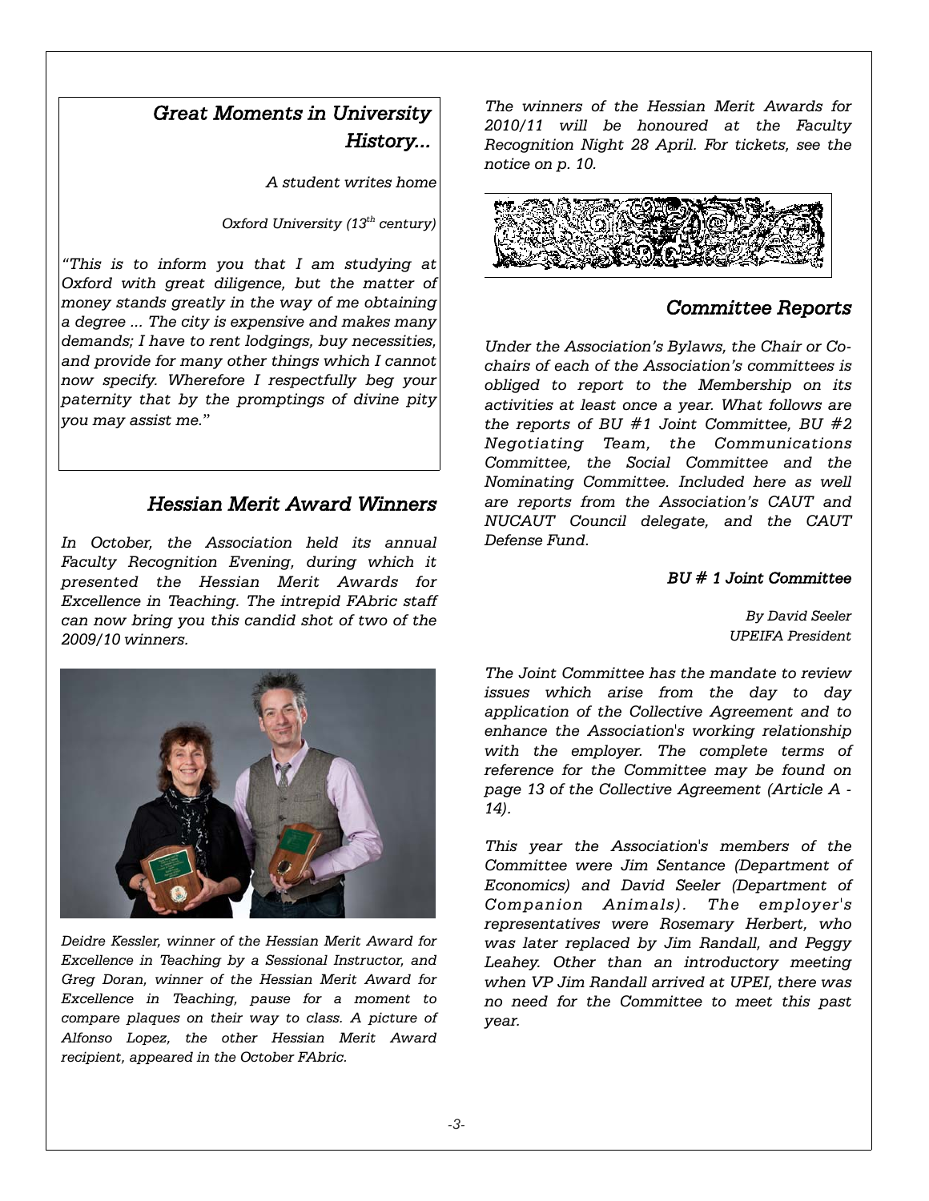## *Great Moments in University History...*

*A student writes home*

*Oxford University (13th century)*

*"This is to inform you that I am studying at Oxford with great diligence, but the matter of money stands greatly in the way of me obtaining a degree ... The city is expensive and makes many demands; I have to rent lodgings, buy necessities, and provide for many other things which I cannot now specify. Wherefore I respectfully beg your paternity that by the promptings of divine pity you may assist me."*

## *Hessian Merit Award Winners*

*In October, the Association held its annual Faculty Recognition Evening, during which it presented the Hessian Merit Awards for Excellence in Teaching. The intrepid FAbric staff can now bring you this candid shot of two of the 2009/10 winners.*

*Deidre Kessler, winner of the Hessian Merit Award for Excellence in Teaching by a Sessional Instructor, and Greg Doran, winner of the Hessian Merit Award for Excellence in Teaching, pause for a moment to compare plaques on their way to class. A picture of Alfonso Lopez, the other Hessian Merit Award recipient, appeared in the October FAbric.*

*The winners of the Hessian Merit Awards for 2010/11 will be honoured at the Faculty Recognition Night 28 April. For tickets, see the notice on p. 10.*

## *Committee Reports*

*Under the Association's Bylaws, the Chair or Co-chairs of each of the Association's committees is obliged to report to the Membership on its activities at least once a year. What follows are the reports of BU #1 Joint Committee, BU #2 Negotiating Team, the Communications Committee, the Social Committee and the Nominating Committee. Included here as well are reports from the Association's CAUT and NUCAUT Council delegate, and the CAUT Defense Fund.*

### *BU # 1 Joint Committee*

*By David Seeler*
*UPEIFA President*

*The Joint Committee has the mandate to review issues which arise from the day to day application of the Collective Agreement and to enhance the Association's working relationship with the employer. The complete terms of reference for the Committee may be found on page 13 of the Collective Agreement (Article A - 14).*

*This year the Association's members of the Committee were Jim Sentance (Department of Economics) and David Seeler (Department of Companion Animals). The employer's representatives were Rosemary Herbert, who was later replaced by Jim Randall, and Peggy Leahey. Other than an introductory meeting when VP Jim Randall arrived at UPEI, there was no need for the Committee to meet this past year.*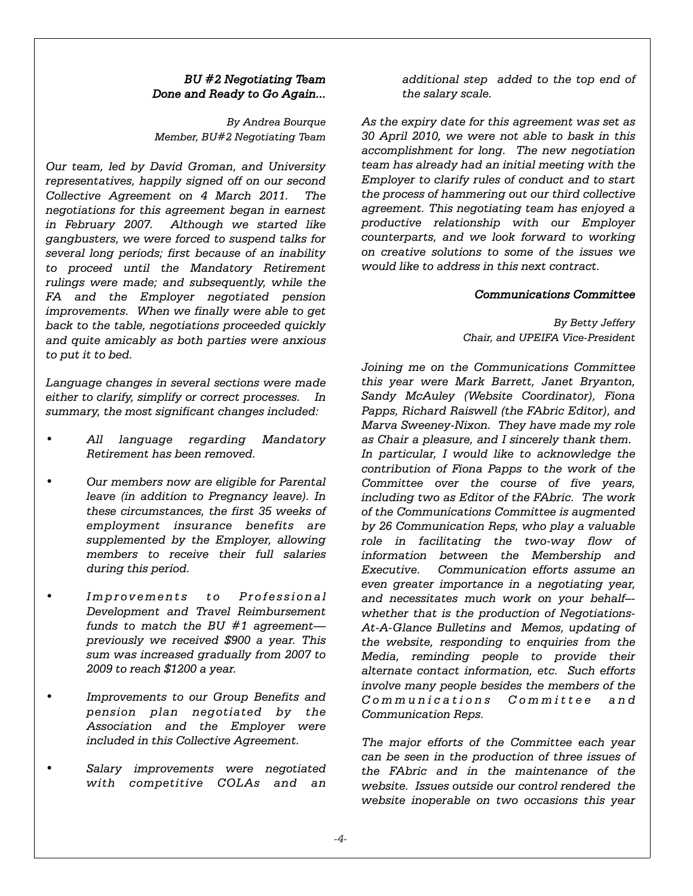### *BU #2 Negotiating Team Done and Ready to Go Again...*

*By Andrea Bourque*
*Member, BU#2 Negotiating Team*

*Our team, led by David Groman, and University representatives, happily signed off on our second Collective Agreement on 4 March 2011. The negotiations for this agreement began in earnest in February 2007. Although we started like gangbusters, we were forced to suspend talks for several long periods; first because of an inability to proceed until the Mandatory Retirement rulings were made; and subsequently, while the FA and the Employer negotiated pension improvements. When we finally were able to get back to the table, negotiations proceeded quickly and quite amicably as both parties were anxious to put it to bed.*

*Language changes in several sections were made either to clarify, simplify or correct processes. In summary, the most significant changes included:*

- *All language regarding Mandatory Retirement has been removed.*
- *Our members now are eligible for Parental leave (in addition to Pregnancy leave). In these circumstances, the first 35 weeks of employment insurance benefits are supplemented by the Employer, allowing members to receive their full salaries during this period.*
- *Improvements to Professional Development and Travel Reimbursement funds to match the BU #1 agreement—previously we received $900 a year. This sum was increased gradually from 2007 to 2009 to reach $1200 a year.*
- *Improvements to our Group Benefits and pension plan negotiated by the Association and the Employer were included in this Collective Agreement.*
- *Salary improvements were negotiated with competitive COLAs and an additional step added to the top end of the salary scale.*

*As the expiry date for this agreement was set as 30 April 2010, we were not able to bask in this accomplishment for long. The new negotiation team has already had an initial meeting with the Employer to clarify rules of conduct and to start the process of hammering out our third collective agreement. This negotiating team has enjoyed a productive relationship with our Employer counterparts, and we look forward to working on creative solutions to some of the issues we would like to address in this next contract.*

### *Communications Committee*

*By Betty Jeffery*
*Chair, and UPEIFA Vice-President*

*Joining me on the Communications Committee this year were Mark Barrett, Janet Bryanton, Sandy McAuley (Website Coordinator), Fiona Papps, Richard Raiswell (the FAbric Editor), and Marva Sweeney-Nixon. They have made my role as Chair a pleasure, and I sincerely thank them. In particular, I would like to acknowledge the contribution of Fiona Papps to the work of the Committee over the course of five years, including two as Editor of the FAbric. The work of the Communications Committee is augmented by 26 Communication Reps, who play a valuable role in facilitating the two-way flow of information between the Membership and Executive. Communication efforts assume an even greater importance in a negotiating year, and necessitates much work on your behalf—whether that is the production of Negotiations-At-A-Glance Bulletins and Memos, updating of the website, responding to enquiries from the Media, reminding people to provide their alternate contact information, etc. Such efforts involve many people besides the members of the Communications Committee and Communication Reps.*

*The major efforts of the Committee each year can be seen in the production of three issues of the FAbric and in the maintenance of the website. Issues outside our control rendered the website inoperable on two occasions this year*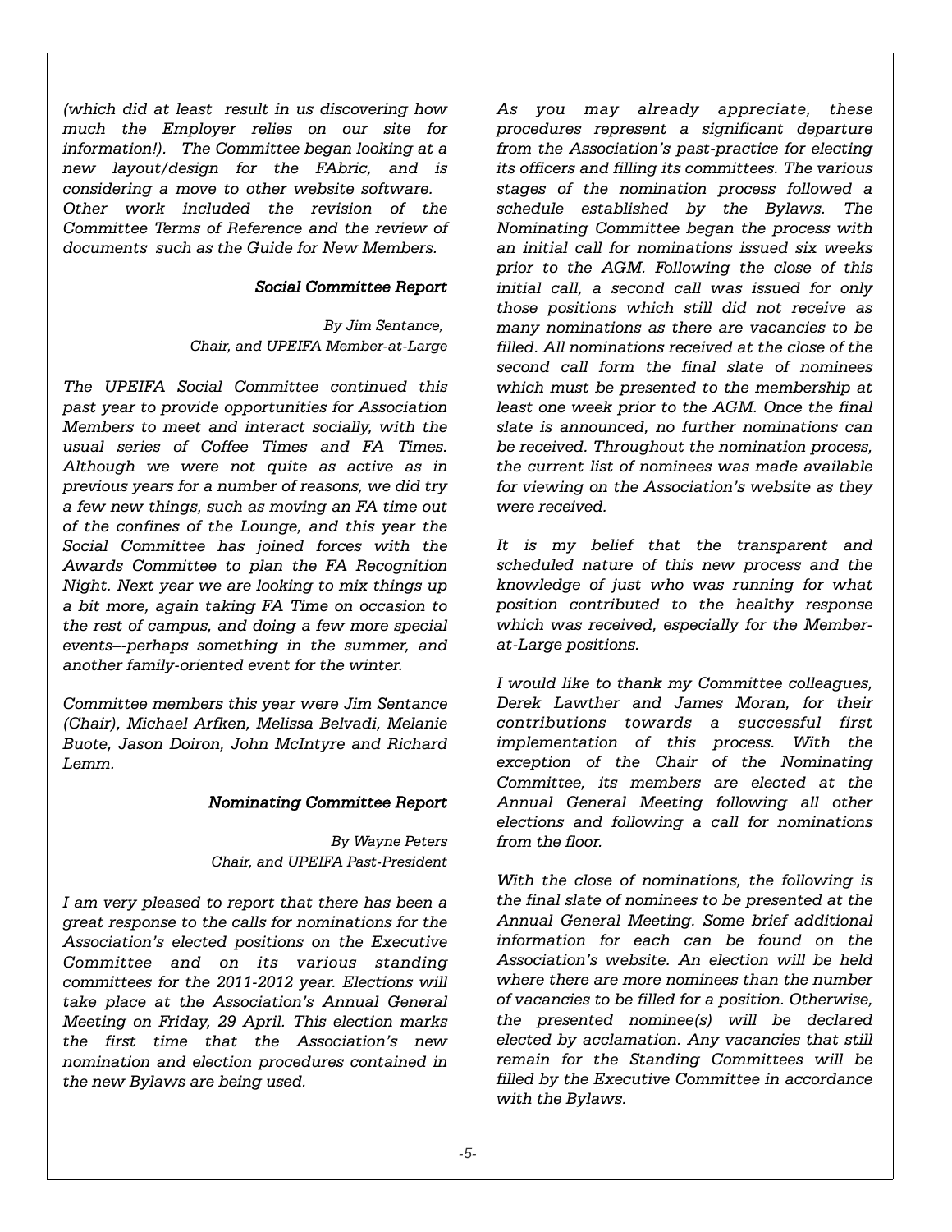*(which did at least result in us discovering how much the Employer relies on our site for information!). The Committee began looking at a new layout/design for the FAbric, and is considering a move to other website software. Other work included the revision of the Committee Terms of Reference and the review of documents such as the Guide for New Members.*

### *Social Committee Report*

*By Jim Sentance,*
*Chair, and UPEIFA Member-at-Large*

*The UPEIFA Social Committee continued this past year to provide opportunities for Association Members to meet and interact socially, with the usual series of Coffee Times and FA Times. Although we were not quite as active as in previous years for a number of reasons, we did try a few new things, such as moving an FA time out of the confines of the Lounge, and this year the Social Committee has joined forces with the Awards Committee to plan the FA Recognition Night. Next year we are looking to mix things up a bit more, again taking FA Time on occasion to the rest of campus, and doing a few more special events—-perhaps something in the summer, and another family-oriented event for the winter.*

*Committee members this year were Jim Sentance (Chair), Michael Arfken, Melissa Belvadi, Melanie Buote, Jason Doiron, John McIntyre and Richard Lemm.*

### *Nominating Committee Report*

*By Wayne Peters*
*Chair, and UPEIFA Past-President*

*I am very pleased to report that there has been a great response to the calls for nominations for the Association's elected positions on the Executive Committee and on its various standing committees for the 2011-2012 year. Elections will take place at the Association's Annual General Meeting on Friday, 29 April. This election marks the first time that the Association's new nomination and election procedures contained in the new Bylaws are being used.*

*As you may already appreciate, these procedures represent a significant departure from the Association's past-practice for electing its officers and filling its committees. The various stages of the nomination process followed a schedule established by the Bylaws. The Nominating Committee began the process with an initial call for nominations issued six weeks prior to the AGM. Following the close of this initial call, a second call was issued for only those positions which still did not receive as many nominations as there are vacancies to be filled. All nominations received at the close of the second call form the final slate of nominees which must be presented to the membership at least one week prior to the AGM. Once the final slate is announced, no further nominations can be received. Throughout the nomination process, the current list of nominees was made available for viewing on the Association's website as they were received.*

*It is my belief that the transparent and scheduled nature of this new process and the knowledge of just who was running for what position contributed to the healthy response which was received, especially for the Member-at-Large positions.*

*I would like to thank my Committee colleagues, Derek Lawther and James Moran, for their contributions towards a successful first implementation of this process. With the exception of the Chair of the Nominating Committee, its members are elected at the Annual General Meeting following all other elections and following a call for nominations from the floor.*

*With the close of nominations, the following is the final slate of nominees to be presented at the Annual General Meeting. Some brief additional information for each can be found on the Association's website. An election will be held where there are more nominees than the number of vacancies to be filled for a position. Otherwise, the presented nominee(s) will be declared elected by acclamation. Any vacancies that still remain for the Standing Committees will be filled by the Executive Committee in accordance with the Bylaws.*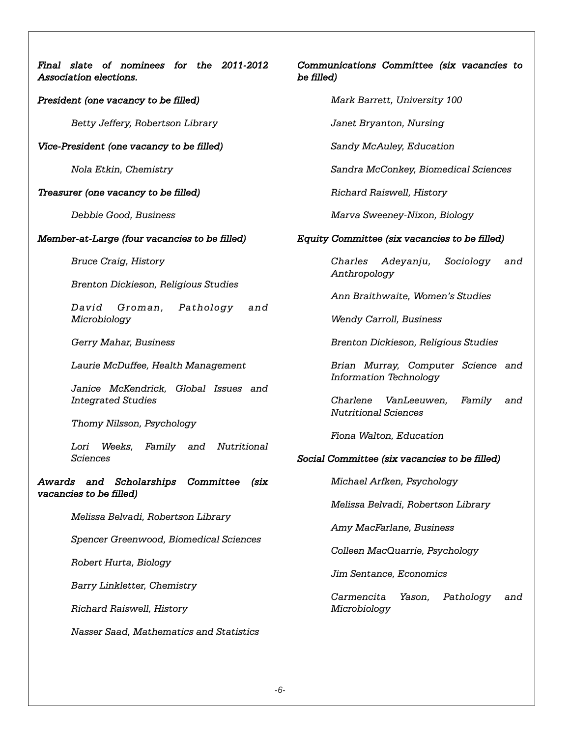*Final slate of nominees for the 2011-2012 Association elections.*

*President (one vacancy to be filled)*

*Betty Jeffery, Robertson Library*

*Vice-President (one vacancy to be filled)*

*Nola Etkin, Chemistry*

*Treasurer (one vacancy to be filled)*

*Debbie Good, Business*

*Member-at-Large (four vacancies to be filled)*

*Bruce Craig, History*

*Brenton Dickieson, Religious Studies*

*David Groman, Pathology and Microbiology*

*Gerry Mahar, Business*

*Laurie McDuffee, Health Management*

*Janice McKendrick, Global Issues and Integrated Studies*

*Thomy Nilsson, Psychology*

*Lori Weeks, Family and Nutritional Sciences*

*Awards and Scholarships Committee (six vacancies to be filled)*

*Melissa Belvadi, Robertson Library*

*Spencer Greenwood, Biomedical Sciences*

*Robert Hurta, Biology*

*Barry Linkletter, Chemistry*

*Richard Raiswell, History*

*Nasser Saad, Mathematics and Statistics*

*Communications Committee (six vacancies to be filled)*

*Mark Barrett, University 100*

*Janet Bryanton, Nursing*

*Sandy McAuley, Education*

*Sandra McConkey, Biomedical Sciences*

*Richard Raiswell, History*

*Marva Sweeney-Nixon, Biology*

*Equity Committee (six vacancies to be filled)*

*Charles Adeyanju, Sociology and Anthropology*

*Ann Braithwaite, Women's Studies*

*Wendy Carroll, Business*

*Brenton Dickieson, Religious Studies*

*Brian Murray, Computer Science and Information Technology*

*Charlene VanLeeuwen, Family and Nutritional Sciences*

*Fiona Walton, Education*

*Social Committee (six vacancies to be filled)*

*Michael Arfken, Psychology*

*Melissa Belvadi, Robertson Library*

*Amy MacFarlane, Business*

*Colleen MacQuarrie, Psychology*

*Jim Sentance, Economics*

*Carmencita Yason, Pathology and Microbiology*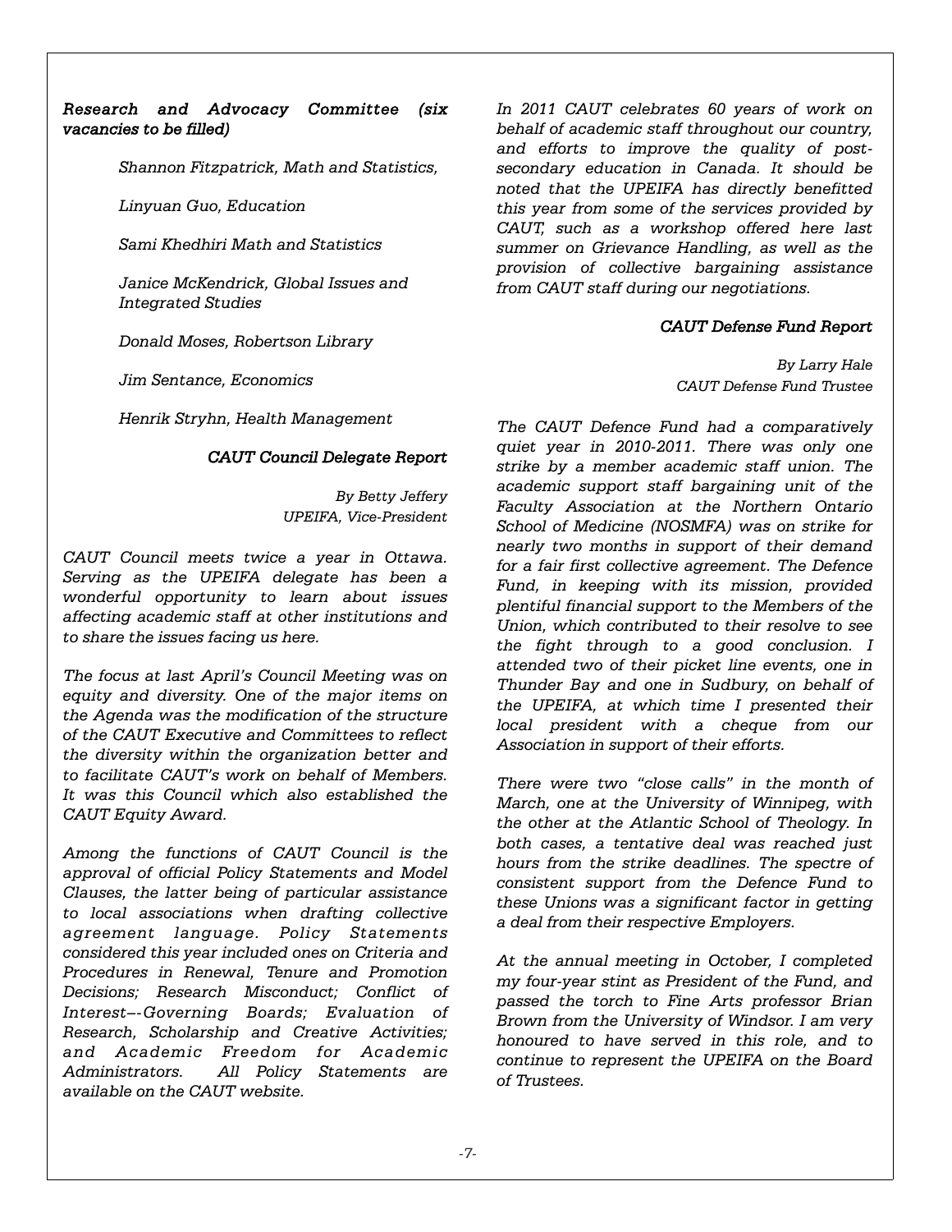*Research and Advocacy Committee (six vacancies to be filled)*

*Shannon Fitzpatrick, Math and Statistics,*

*Linyuan Guo, Education*

*Sami Khedhiri Math and Statistics*

*Janice McKendrick, Global Issues and Integrated Studies*

*Donald Moses, Robertson Library*

*Jim Sentance, Economics*

*Henrik Stryhn, Health Management*

### *CAUT Council Delegate Report*

*By Betty Jeffery*
*UPEIFA, Vice-President*

*CAUT Council meets twice a year in Ottawa. Serving as the UPEIFA delegate has been a wonderful opportunity to learn about issues affecting academic staff at other institutions and to share the issues facing us here.*

*The focus at last April's Council Meeting was on equity and diversity. One of the major items on the Agenda was the modification of the structure of the CAUT Executive and Committees to reflect the diversity within the organization better and to facilitate CAUT's work on behalf of Members. It was this Council which also established the CAUT Equity Award.*

*Among the functions of CAUT Council is the approval of official Policy Statements and Model Clauses, the latter being of particular assistance to local associations when drafting collective agreement language. Policy Statements considered this year included ones on Criteria and Procedures in Renewal, Tenure and Promotion Decisions; Research Misconduct; Conflict of Interest–-Governing Boards; Evaluation of Research, Scholarship and Creative Activities; and Academic Freedom for Academic Administrators. All Policy Statements are available on the CAUT website.*

*In 2011 CAUT celebrates 60 years of work on behalf of academic staff throughout our country, and efforts to improve the quality of post-secondary education in Canada. It should be noted that the UPEIFA has directly benefitted this year from some of the services provided by CAUT, such as a workshop offered here last summer on Grievance Handling, as well as the provision of collective bargaining assistance from CAUT staff during our negotiations.*

### *CAUT Defense Fund Report*

*By Larry Hale*
*CAUT Defense Fund Trustee*

*The CAUT Defence Fund had a comparatively quiet year in 2010-2011. There was only one strike by a member academic staff union. The academic support staff bargaining unit of the Faculty Association at the Northern Ontario School of Medicine (NOSMFA) was on strike for nearly two months in support of their demand for a fair first collective agreement. The Defence Fund, in keeping with its mission, provided plentiful financial support to the Members of the Union, which contributed to their resolve to see the fight through to a good conclusion. I attended two of their picket line events, one in Thunder Bay and one in Sudbury, on behalf of the UPEIFA, at which time I presented their local president with a cheque from our Association in support of their efforts.*

*There were two "close calls" in the month of March, one at the University of Winnipeg, with the other at the Atlantic School of Theology. In both cases, a tentative deal was reached just hours from the strike deadlines. The spectre of consistent support from the Defence Fund to these Unions was a significant factor in getting a deal from their respective Employers.*

*At the annual meeting in October, I completed my four-year stint as President of the Fund, and passed the torch to Fine Arts professor Brian Brown from the University of Windsor. I am very honoured to have served in this role, and to continue to represent the UPEIFA on the Board of Trustees.*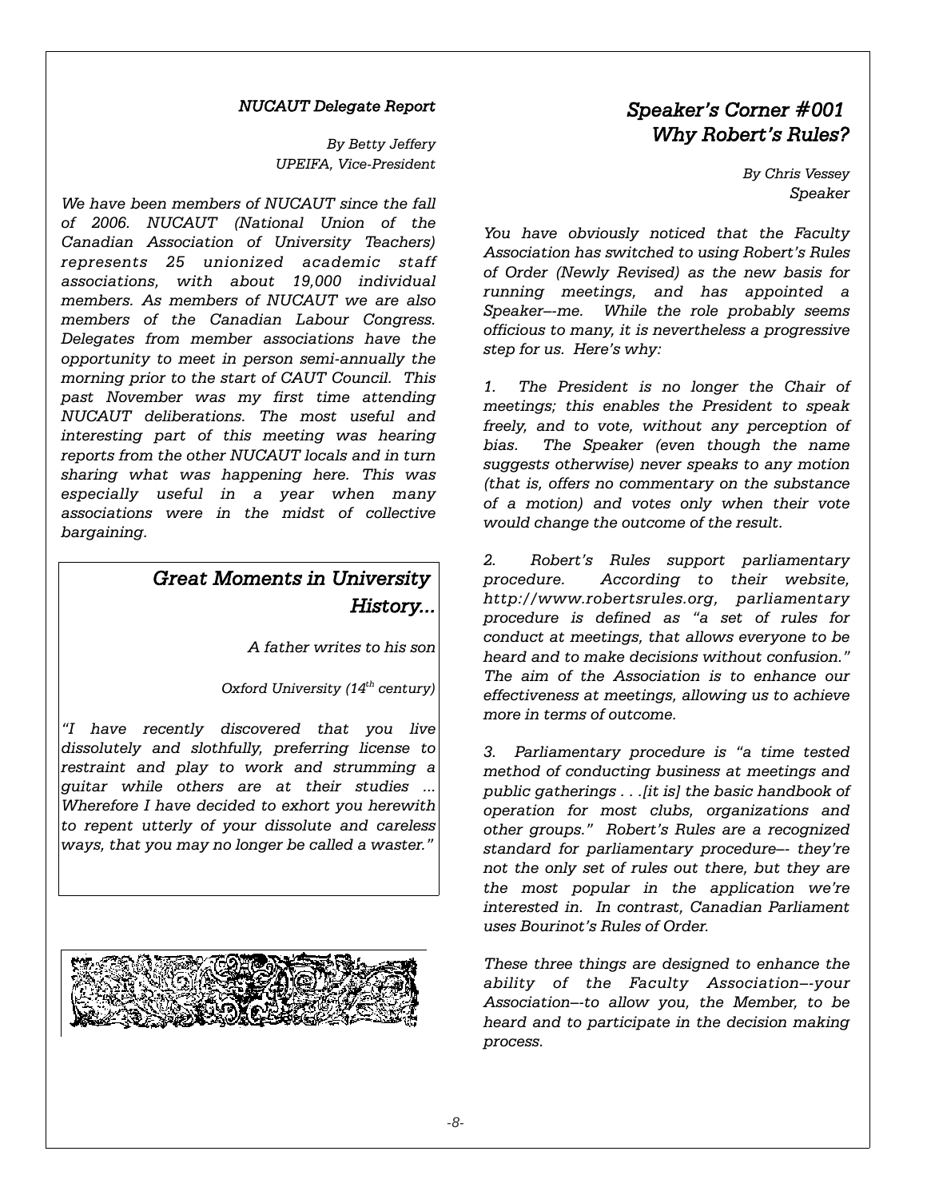## *NUCAUT Delegate Report*

*By Betty Jeffery*
*UPEIFA, Vice-President*

*We have been members of NUCAUT since the fall of 2006. NUCAUT (National Union of the Canadian Association of University Teachers) represents 25 unionized academic staff associations, with about 19,000 individual members. As members of NUCAUT we are also members of the Canadian Labour Congress. Delegates from member associations have the opportunity to meet in person semi-annually the morning prior to the start of CAUT Council. This past November was my first time attending NUCAUT deliberations. The most useful and interesting part of this meeting was hearing reports from the other NUCAUT locals and in turn sharing what was happening here. This was especially useful in a year when many associations were in the midst of collective bargaining.*

## *Great Moments in University History...*

*A father writes to his son*

*Oxford University (14th century)*

*"I have recently discovered that you live dissolutely and slothfully, preferring license to restraint and play to work and strumming a guitar while others are at their studies ... Wherefore I have decided to exhort you herewith to repent utterly of your dissolute and careless ways, that you may no longer be called a waster."*

## *Speaker's Corner #001 Why Robert's Rules?*

*By Chris Vessey*
*Speaker*

*You have obviously noticed that the Faculty Association has switched to using Robert's Rules of Order (Newly Revised) as the new basis for running meetings, and has appointed a Speaker—-me. While the role probably seems officious to many, it is nevertheless a progressive step for us. Here's why:*

*1. The President is no longer the Chair of meetings; this enables the President to speak freely, and to vote, without any perception of bias. The Speaker (even though the name suggests otherwise) never speaks to any motion (that is, offers no commentary on the substance of a motion) and votes only when their vote would change the outcome of the result.*

*2. Robert's Rules support parliamentary procedure. According to their website, http://www.robertsrules.org, parliamentary procedure is defined as "a set of rules for conduct at meetings, that allows everyone to be heard and to make decisions without confusion." The aim of the Association is to enhance our effectiveness at meetings, allowing us to achieve more in terms of outcome.*

*3. Parliamentary procedure is "a time tested method of conducting business at meetings and public gatherings . . .[it is] the basic handbook of operation for most clubs, organizations and other groups." Robert's Rules are a recognized standard for parliamentary procedure—- they're not the only set of rules out there, but they are the most popular in the application we're interested in. In contrast, Canadian Parliament uses Bourinot's Rules of Order.*

*These three things are designed to enhance the ability of the Faculty Association—-your Association—-to allow you, the Member, to be heard and to participate in the decision making process.*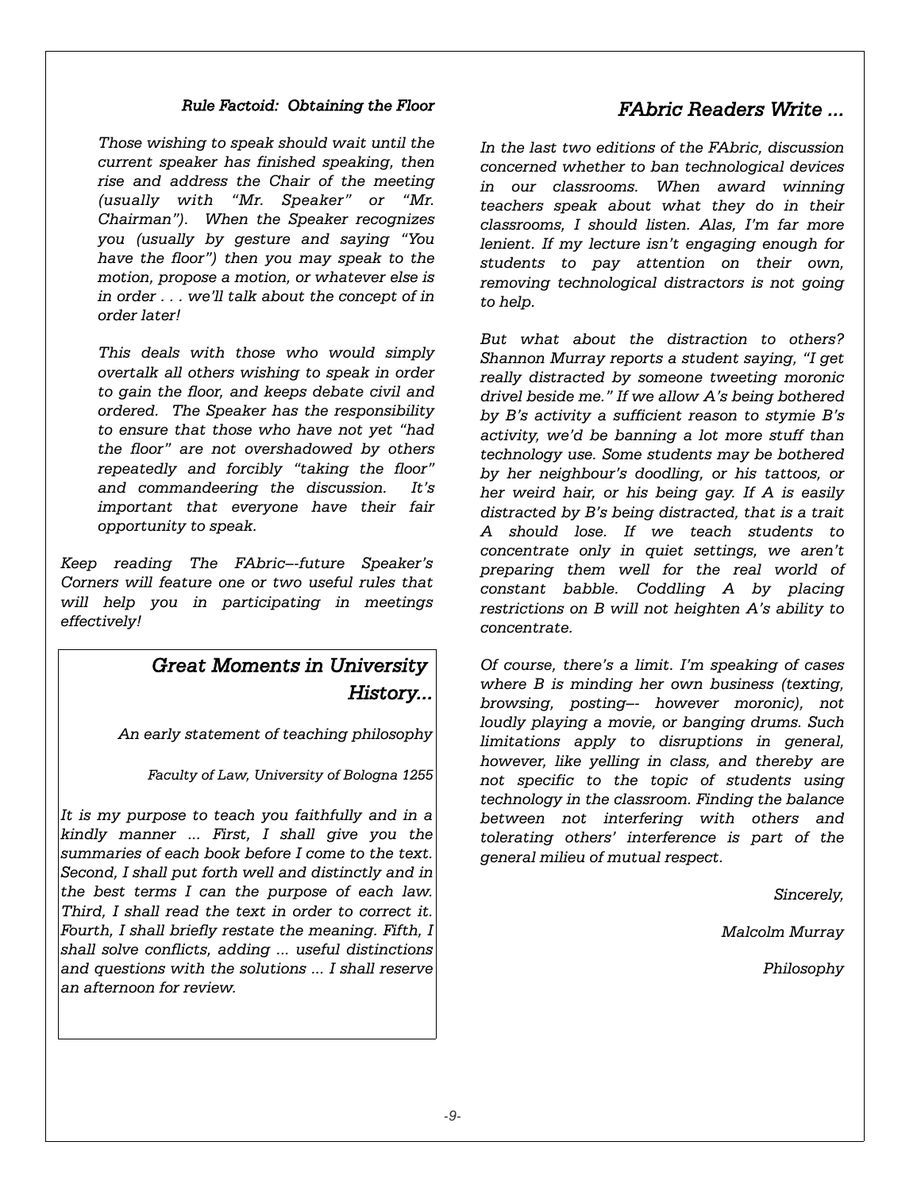### *Rule Factoid: Obtaining the Floor*

*Those wishing to speak should wait until the current speaker has finished speaking, then rise and address the Chair of the meeting (usually with "Mr. Speaker" or "Mr. Chairman"). When the Speaker recognizes you (usually by gesture and saying "You have the floor") then you may speak to the motion, propose a motion, or whatever else is in order . . . we'll talk about the concept of in order later!*

*This deals with those who would simply overtalk all others wishing to speak in order to gain the floor, and keeps debate civil and ordered. The Speaker has the responsibility to ensure that those who have not yet "had the floor" are not overshadowed by others repeatedly and forcibly "taking the floor" and commandeering the discussion. It's important that everyone have their fair opportunity to speak.*

*Keep reading The FAbric—-future Speaker's Corners will feature one or two useful rules that will help you in participating in meetings effectively!*

## *Great Moments in University History...*

*An early statement of teaching philosophy*

*Faculty of Law, University of Bologna 1255*

*It is my purpose to teach you faithfully and in a kindly manner ... First, I shall give you the summaries of each book before I come to the text. Second, I shall put forth well and distinctly and in the best terms I can the purpose of each law. Third, I shall read the text in order to correct it. Fourth, I shall briefly restate the meaning. Fifth, I shall solve conflicts, adding ... useful distinctions and questions with the solutions ... I shall reserve an afternoon for review.*

## *FAbric Readers Write ...*

*In the last two editions of the FAbric, discussion concerned whether to ban technological devices in our classrooms. When award winning teachers speak about what they do in their classrooms, I should listen. Alas, I'm far more lenient. If my lecture isn't engaging enough for students to pay attention on their own, removing technological distractors is not going to help.*

*But what about the distraction to others? Shannon Murray reports a student saying, "I get really distracted by someone tweeting moronic drivel beside me." If we allow A's being bothered by B's activity a sufficient reason to stymie B's activity, we'd be banning a lot more stuff than technology use. Some students may be bothered by her neighbour's doodling, or his tattoos, or her weird hair, or his being gay. If A is easily distracted by B's being distracted, that is a trait A should lose. If we teach students to concentrate only in quiet settings, we aren't preparing them well for the real world of constant babble. Coddling A by placing restrictions on B will not heighten A's ability to concentrate.*

*Of course, there's a limit. I'm speaking of cases where B is minding her own business (texting, browsing, posting–- however moronic), not loudly playing a movie, or banging drums. Such limitations apply to disruptions in general, however, like yelling in class, and thereby are not specific to the topic of students using technology in the classroom. Finding the balance between not interfering with others and tolerating others' interference is part of the general milieu of mutual respect.*

*Sincerely,*

*Malcolm Murray*

*Philosophy*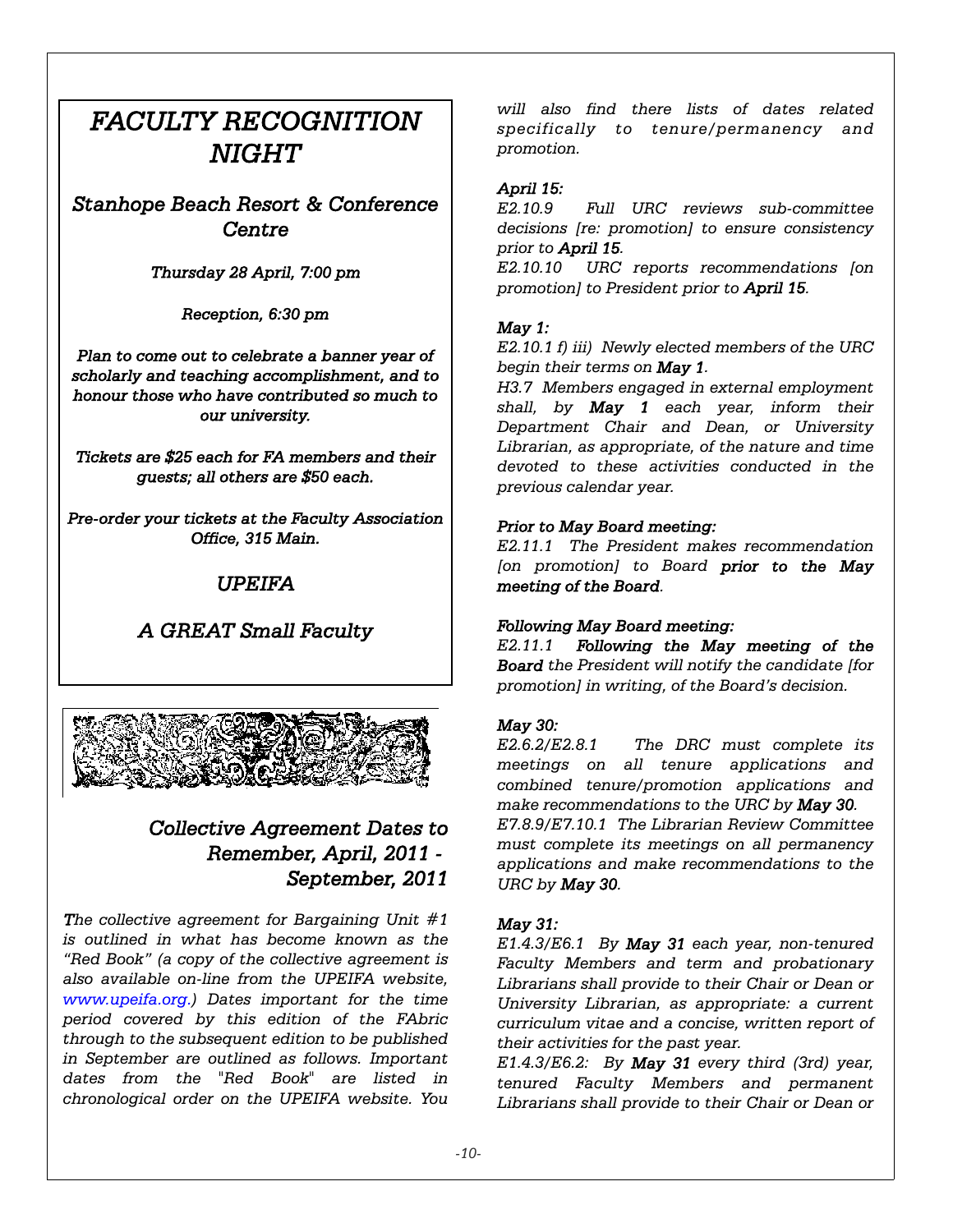# *FACULTY RECOGNITION NIGHT*

## *Stanhope Beach Resort & Conference Centre*

*Thursday 28 April, 7:00 pm*

*Reception, 6:30 pm*

*Plan to come out to celebrate a banner year of scholarly and teaching accomplishment, and to honour those who have contributed so much to our university.*

*Tickets are $25 each for FA members and their guests; all others are $50 each.*

*Pre-order your tickets at the Faculty Association Office, 315 Main.*

*UPEIFA*

*A GREAT Small Faculty*

## *Collective Agreement Dates to Remember, April, 2011 - September, 2011*

*The collective agreement for Bargaining Unit #1 is outlined in what has become known as the "Red Book" (a copy of the collective agreement is also available on-line from the UPEIFA website, www.upeifa.org.) Dates important for the time period covered by this edition of the FAbric through to the subsequent edition to be published in September are outlined as follows. Important dates from the "Red Book" are listed in chronological order on the UPEIFA website. You will also find there lists of dates related specifically to tenure/permanency and promotion.*

***April 15:***

*E2.10.9 Full URC reviews sub-committee decisions [re: promotion] to ensure consistency prior to **April 15**.*

*E2.10.10 URC reports recommendations [on promotion] to President prior to **April 15**.*

***May 1:***

*E2.10.1 f) iii) Newly elected members of the URC begin their terms on **May 1**.*

*H3.7 Members engaged in external employment shall, by **May 1** each year, inform their Department Chair and Dean, or University Librarian, as appropriate, of the nature and time devoted to these activities conducted in the previous calendar year.*

***Prior to May Board meeting:***

*E2.11.1 The President makes recommendation [on promotion] to Board **prior to the May meeting of the Board**.*

***Following May Board meeting:***

*E2.11.1 **Following the May meeting of the Board** the President will notify the candidate [for promotion] in writing, of the Board's decision.*

***May 30:***

*E2.6.2/E2.8.1 The DRC must complete its meetings on all tenure applications and combined tenure/promotion applications and make recommendations to the URC by **May 30**.*

*E7.8.9/E7.10.1 The Librarian Review Committee must complete its meetings on all permanency applications and make recommendations to the URC by **May 30**.*

***May 31:***

*E1.4.3/E6.1 By **May 31** each year, non-tenured Faculty Members and term and probationary Librarians shall provide to their Chair or Dean or University Librarian, as appropriate: a current curriculum vitae and a concise, written report of their activities for the past year.*

*E1.4.3/E6.2: By **May 31** every third (3rd) year, tenured Faculty Members and permanent Librarians shall provide to their Chair or Dean or*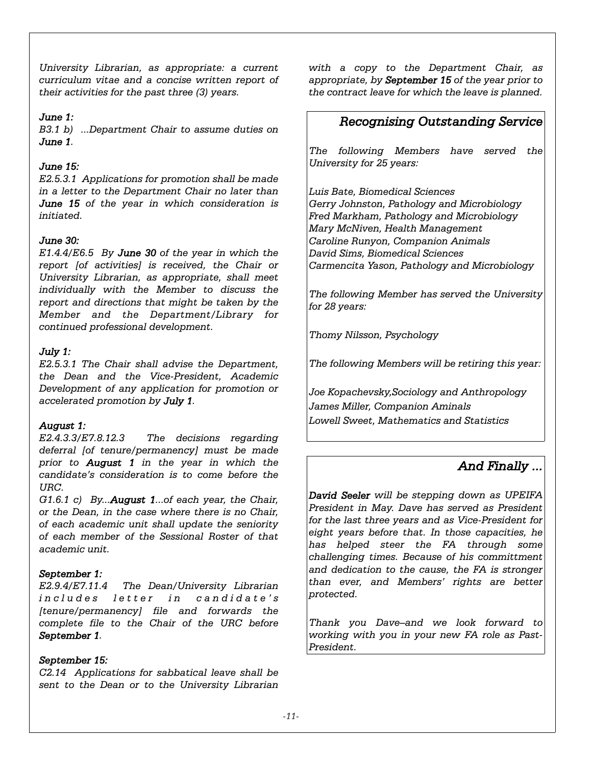*University Librarian, as appropriate: a current curriculum vitae and a concise written report of their activities for the past three (3) years.*

*June 1:*
*B3.1 b) ...Department Chair to assume duties on **June 1**.*

*June 15:*
*E2.5.3.1 Applications for promotion shall be made in a letter to the Department Chair no later than **June 15** of the year in which consideration is initiated.*

*June 30:*
*E1.4.4/E6.5 By **June 30** of the year in which the report [of activities] is received, the Chair or University Librarian, as appropriate, shall meet individually with the Member to discuss the report and directions that might be taken by the Member and the Department/Library for continued professional development.*

*July 1:*
*E2.5.3.1 The Chair shall advise the Department, the Dean and the Vice-President, Academic Development of any application for promotion or accelerated promotion by **July 1**.*

*August 1:*
*E2.4.3.3/E7.8.12.3 The decisions regarding deferral [of tenure/permanency] must be made prior to **August 1** in the year in which the candidate's consideration is to come before the URC.*

*G1.6.1 c) By...**August 1**...of each year, the Chair, or the Dean, in the case where there is no Chair, of each academic unit shall update the seniority of each member of the Sessional Roster of that academic unit.*

*September 1:*
*E2.9.4/E7.11.4 The Dean/University Librarian includes letter in candidate's [tenure/permanency] file and forwards the complete file to the Chair of the URC before **September 1**.*

*September 15:*
*C2.14 Applications for sabbatical leave shall be sent to the Dean or to the University Librarian with a copy to the Department Chair, as appropriate, by **September 15** of the year prior to the contract leave for which the leave is planned.*

## *Recognising Outstanding Service*

*The following Members have served the University for 25 years:*

*Luis Bate, Biomedical Sciences*
*Gerry Johnston, Pathology and Microbiology*
*Fred Markham, Pathology and Microbiology*
*Mary McNiven, Health Management*
*Caroline Runyon, Companion Animals*
*David Sims, Biomedical Sciences*
*Carmencita Yason, Pathology and Microbiology*

*The following Member has served the University for 28 years:*

*Thomy Nilsson, Psychology*

*The following Members will be retiring this year:*

*Joe Kopachevsky,Sociology and Anthropology*
*James Miller, Companion Aminals*
*Lowell Sweet, Mathematics and Statistics*

## *And Finally ...*

***David Seeler** will be stepping down as UPEIFA President in May. Dave has served as President for the last three years and as Vice-President for eight years before that. In those capacities, he has helped steer the FA through some challenging times. Because of his committment and dedication to the cause, the FA is stronger than ever, and Members' rights are better protected.*

*Thank you Dave–and we look forward to working with you in your new FA role as Past-President.*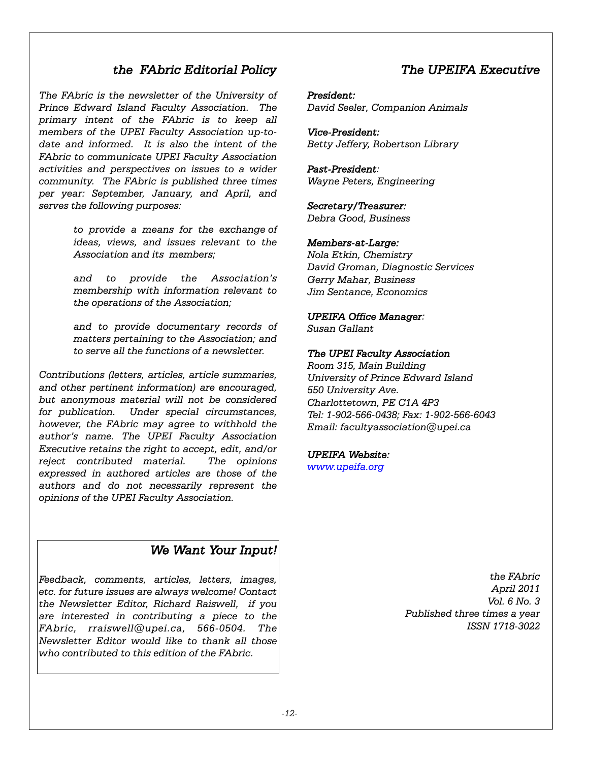## *the FAbric Editorial Policy*

*The FAbric is the newsletter of the University of Prince Edward Island Faculty Association. The primary intent of the FAbric is to keep all members of the UPEI Faculty Association up-to-date and informed. It is also the intent of the FAbric to communicate UPEI Faculty Association activities and perspectives on issues to a wider community. The FAbric is published three times per year: September, January, and April, and serves the following purposes:*

> *to provide a means for the exchange of ideas, views, and issues relevant to the Association and its members;*
>
> *and to provide the Association's membership with information relevant to the operations of the Association;*
>
> *and to provide documentary records of matters pertaining to the Association; and to serve all the functions of a newsletter.*

*Contributions (letters, articles, article summaries, and other pertinent information) are encouraged, but anonymous material will not be considered for publication. Under special circumstances, however, the FAbric may agree to withhold the author's name. The UPEI Faculty Association Executive retains the right to accept, edit, and/or reject contributed material. The opinions expressed in authored articles are those of the authors and do not necessarily represent the opinions of the UPEI Faculty Association.*

## *We Want Your Input!*

*Feedback, comments, articles, letters, images, etc. for future issues are always welcome! Contact the Newsletter Editor, Richard Raiswell, if you are interested in contributing a piece to the FAbric, rraiswell@upei.ca, 566-0504. The Newsletter Editor would like to thank all those who contributed to this edition of the FAbric.*

## *The UPEIFA Executive*

***President:***
*David Seeler, Companion Animals*

***Vice-President:***
*Betty Jeffery, Robertson Library*

***Past-President:***
*Wayne Peters, Engineering*

***Secretary/Treasurer:***
*Debra Good, Business*

***Members-at-Large:***
*Nola Etkin, Chemistry*
*David Groman, Diagnostic Services*
*Gerry Mahar, Business*
*Jim Sentance, Economics*

***UPEIFA Office Manager:***
*Susan Gallant*

***The UPEI Faculty Association***
*Room 315, Main Building*
*University of Prince Edward Island*
*550 University Ave.*
*Charlottetown, PE C1A 4P3*
*Tel: 1-902-566-0438; Fax: 1-902-566-6043*
*Email: facultyassociation@upei.ca*

***UPEIFA Website:***
*www.upeifa.org*

*the FAbric*
*April 2011*
*Vol. 6 No. 3*
*Published three times a year*
*ISSN 1718-3022*